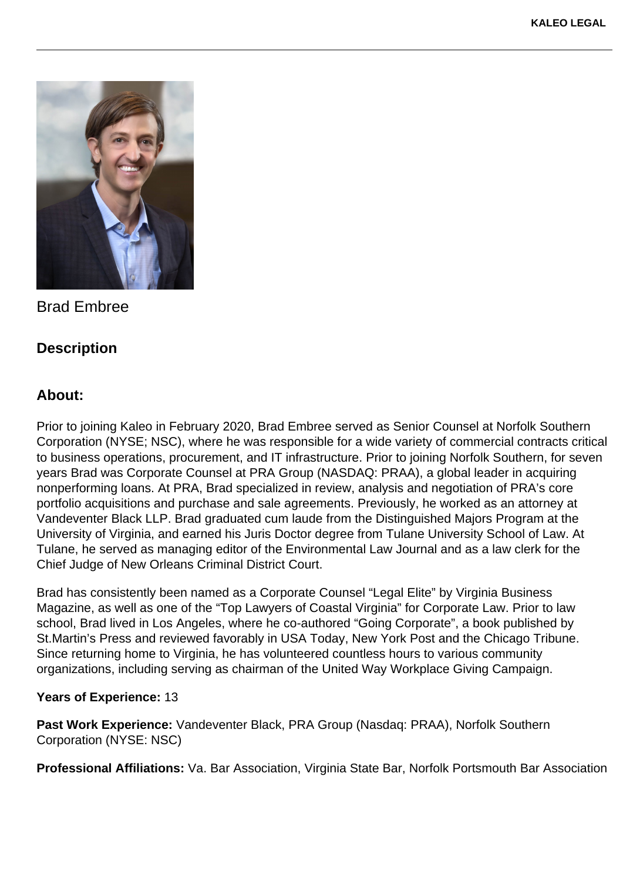Brad Embree

## Description

## About:

Prior to joining Kaleo in February 2020, Brad Embree served as Senior Counsel at Norfolk Southern Corporation (NYSE; NSC), where he was responsible for a wide variety of commercial contracts critical to business operations, procurement, and IT infrastructure. Prior to joining Norfolk Southern, for seven years Brad was Corporate Counsel at PRA Group (NASDAQ: PRAA), a global leader in acquiring nonperforming loans. At PRA, Brad specialized in review, analysis and negotiation of PRA's core portfolio acquisitions and purchase and sale agreements. Previously, he worked as an attorney at Vandeventer Black LLP. Brad graduated cum laude from the Distinguished Majors Program at the University of Virginia, and earned his Juris Doctor degree from Tulane University School of Law. At Tulane, he served as managing editor of the Environmental Law Journal and as a law clerk for the Chief Judge of New Orleans Criminal District Court.

Brad has consistently been named as a Corporate Counsel "Legal Elite" by Virginia Business Magazine, as well as one of the "Top Lawyers of Coastal Virginia" for Corporate Law. Prior to law school, Brad lived in Los Angeles, where he co-authored "Going Corporate", a book published by St.Martin's Press and reviewed favorably in USA Today, New York Post and the Chicago Tribune. Since returning home to Virginia, he has volunteered countless hours to various community organizations, including serving as chairman of the United Way Workplace Giving Campaign.

**Years of Experience:** 13

**Past Work Experience:** Vandeventer Black, PRA Group (Nasdaq: PRAA), Norfolk Southern Corporation (NYSE: NSC)

**Professional Affiliations:** Va. Bar Association, Virginia State Bar, Norfolk Portsmouth Bar Association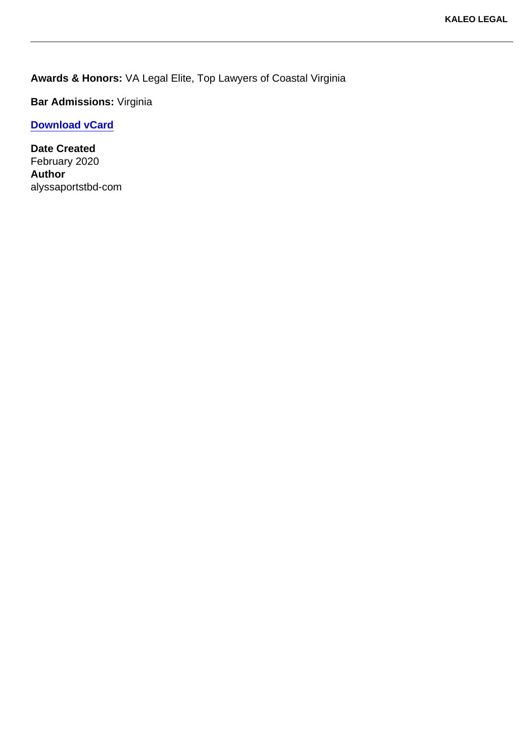**Awards & Honors:** VA Legal Elite, Top Lawyers of Coastal Virginia

**Bar Admissions:** Virginia

**Download vCard**

**Date Created**
February 2020
**Author**
alyssaportstbd-com